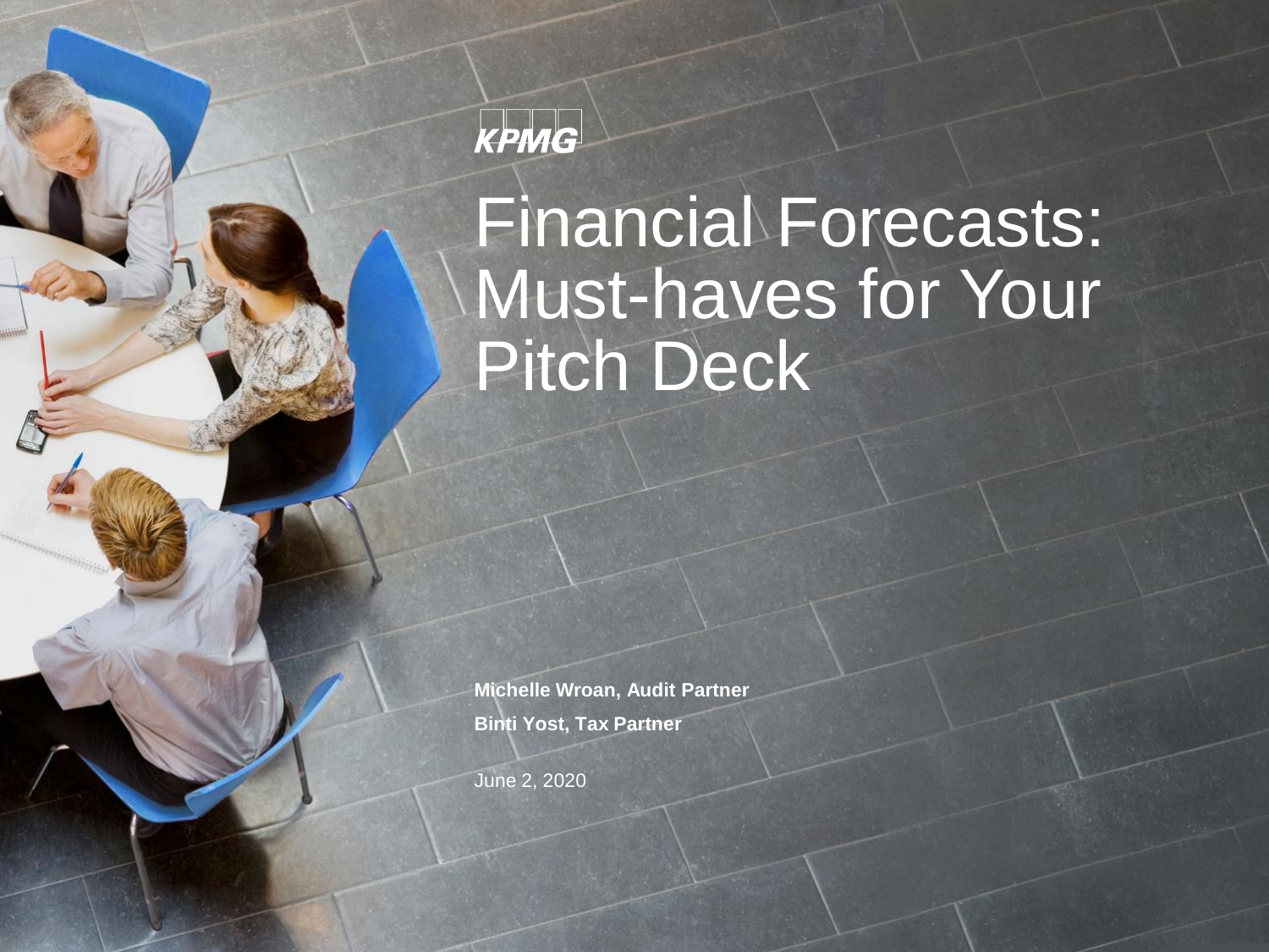KPMG

# Financial Forecasts: Must-haves for Your Pitch Deck

**Michelle Wroan, Audit Partner**

**Binti Yost, Tax Partner**

June 2, 2020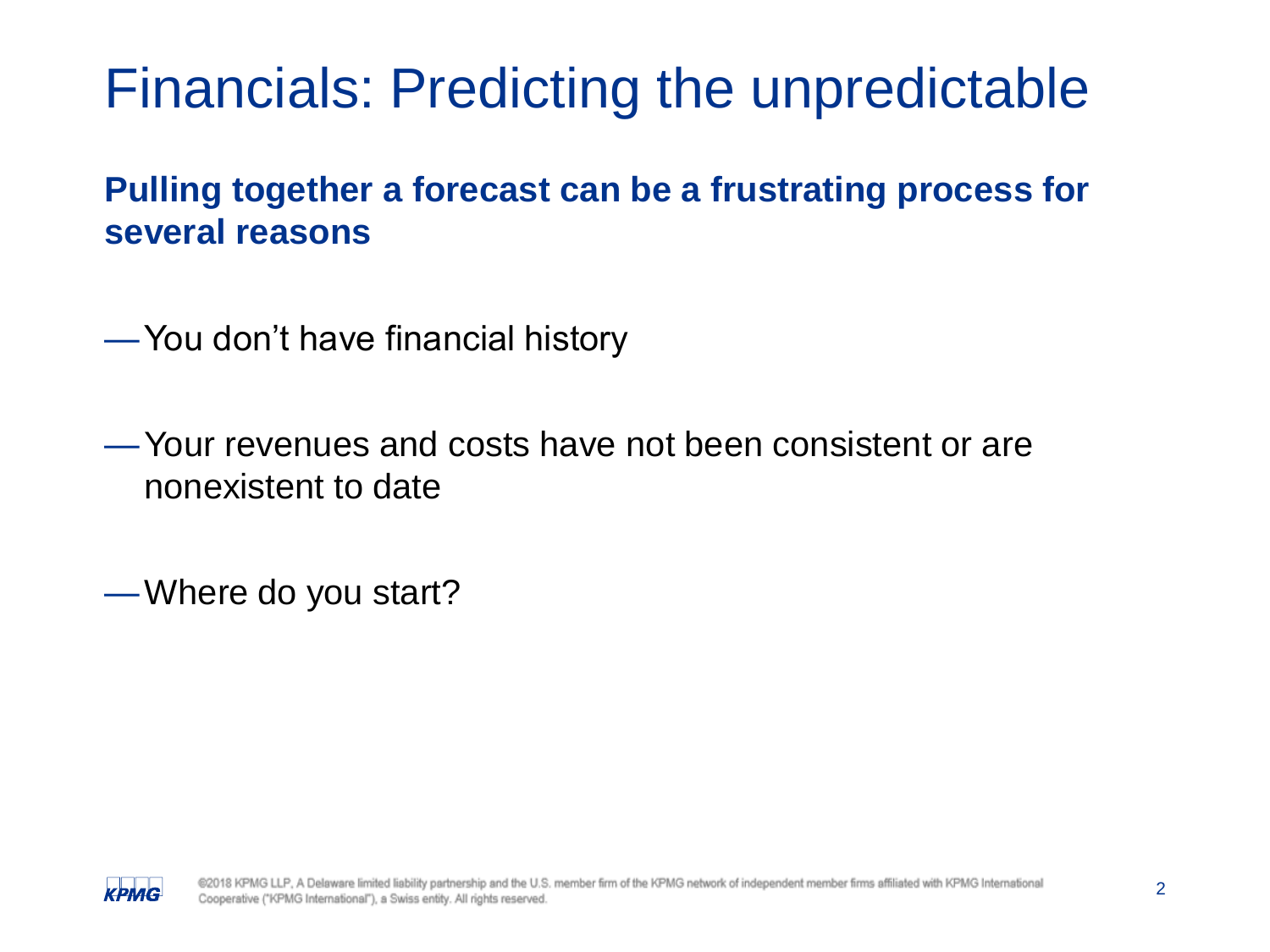# Financials: Predicting the unpredictable

**Pulling together a forecast can be a frustrating process for several reasons**

- You don't have financial history
- Your revenues and costs have not been consistent or are nonexistent to date
- Where do you start?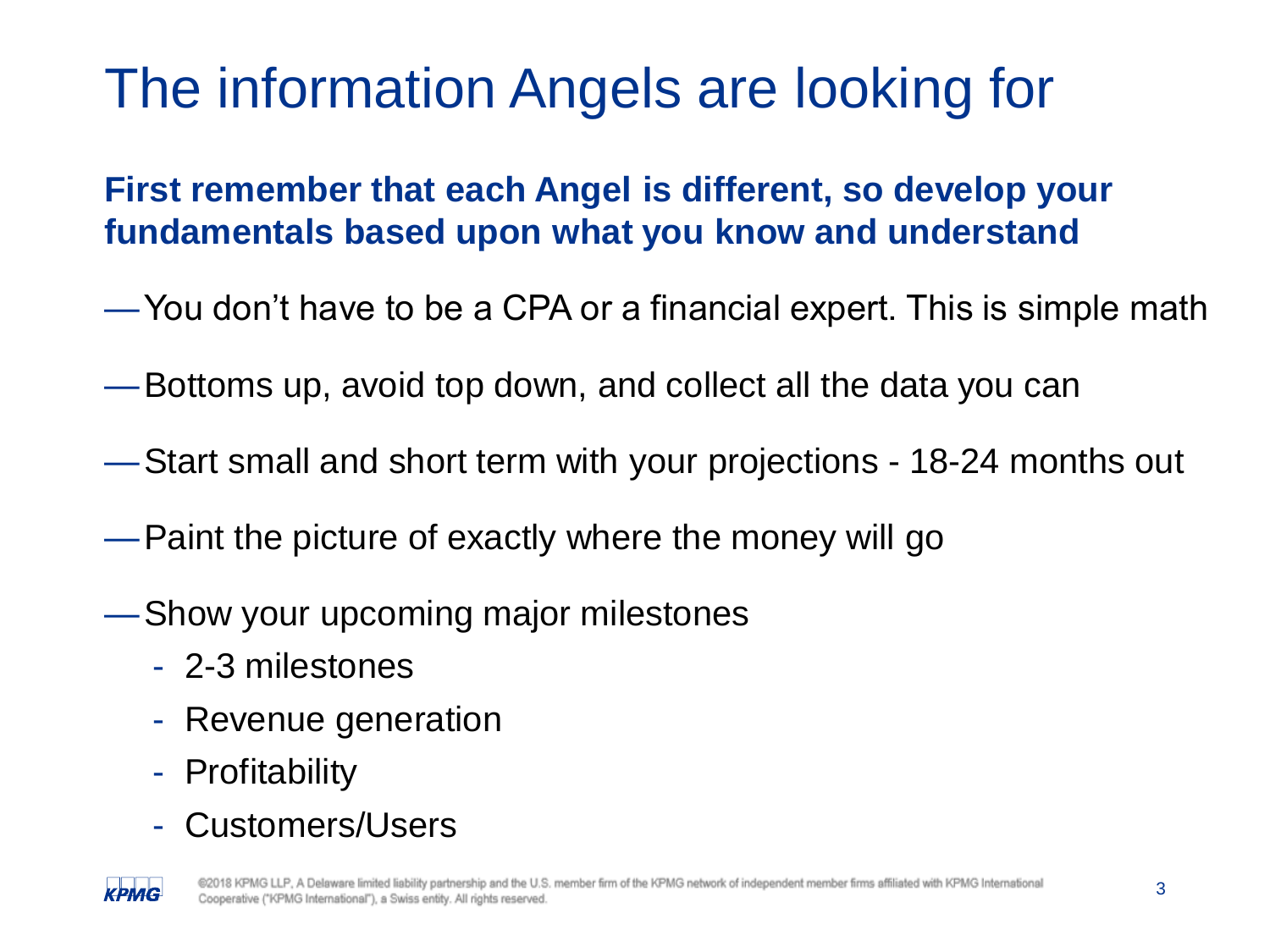# The information Angels are looking for

**First remember that each Angel is different, so develop your fundamentals based upon what you know and understand**

- You don't have to be a CPA or a financial expert. This is simple math
- Bottoms up, avoid top down, and collect all the data you can
- Start small and short term with your projections - 18-24 months out
- Paint the picture of exactly where the money will go
- Show your upcoming major milestones
  - 2-3 milestones
  - Revenue generation
  - Profitability
  - Customers/Users

©2018 KPMG LLP, A Delaware limited liability partnership and the U.S. member firm of the KPMG network of independent member firms affiliated with KPMG International Cooperative ("KPMG International"), a Swiss entity. All rights reserved.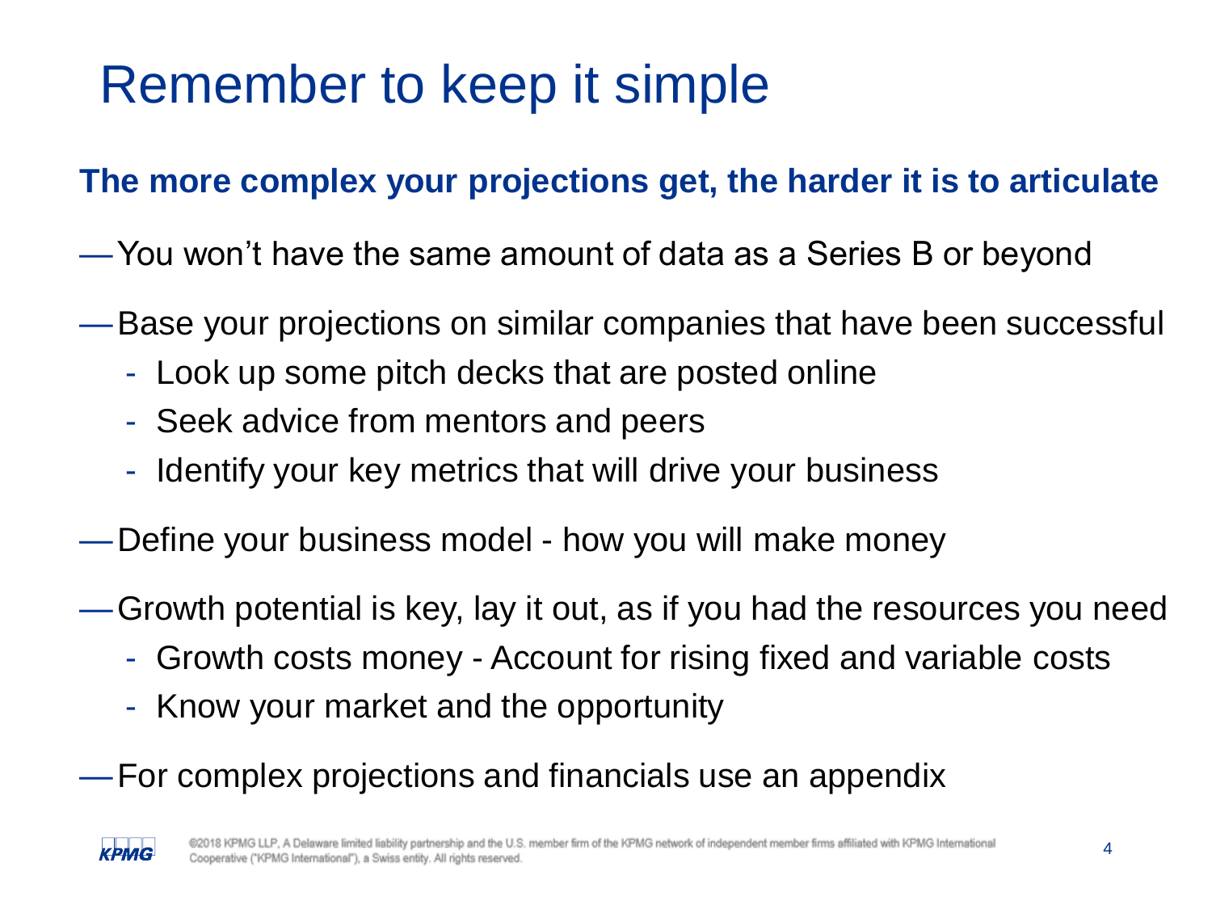# Remember to keep it simple

**The more complex your projections get, the harder it is to articulate**

— You won't have the same amount of data as a Series B or beyond

— Base your projections on similar companies that have been successful
  - Look up some pitch decks that are posted online
  - Seek advice from mentors and peers
  - Identify your key metrics that will drive your business

— Define your business model - how you will make money

— Growth potential is key, lay it out, as if you had the resources you need
  - Growth costs money - Account for rising fixed and variable costs
  - Know your market and the opportunity

— For complex projections and financials use an appendix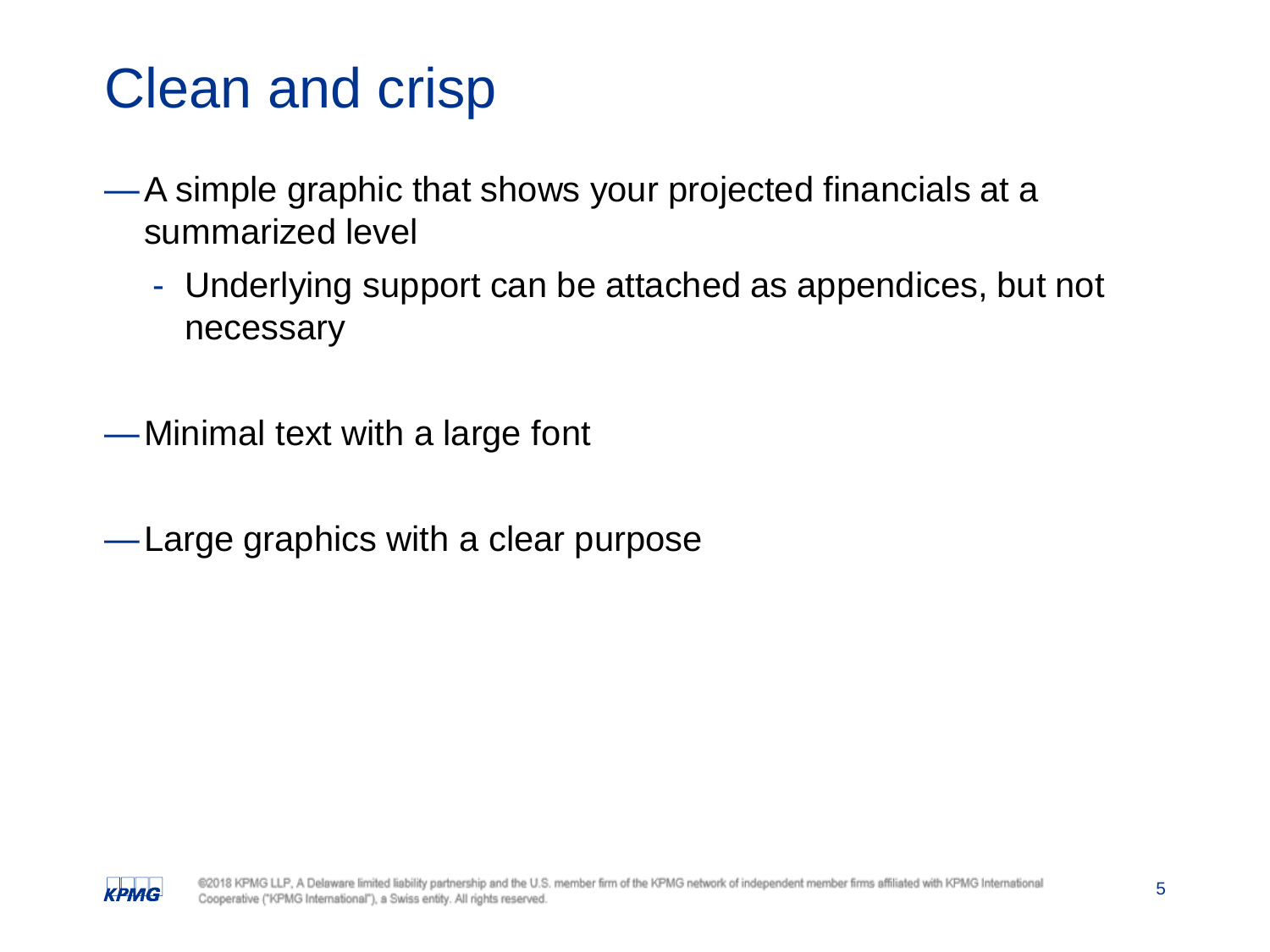# Clean and crisp

- A simple graphic that shows your projected financials at a summarized level
  - Underlying support can be attached as appendices, but not necessary
- Minimal text with a large font
- Large graphics with a clear purpose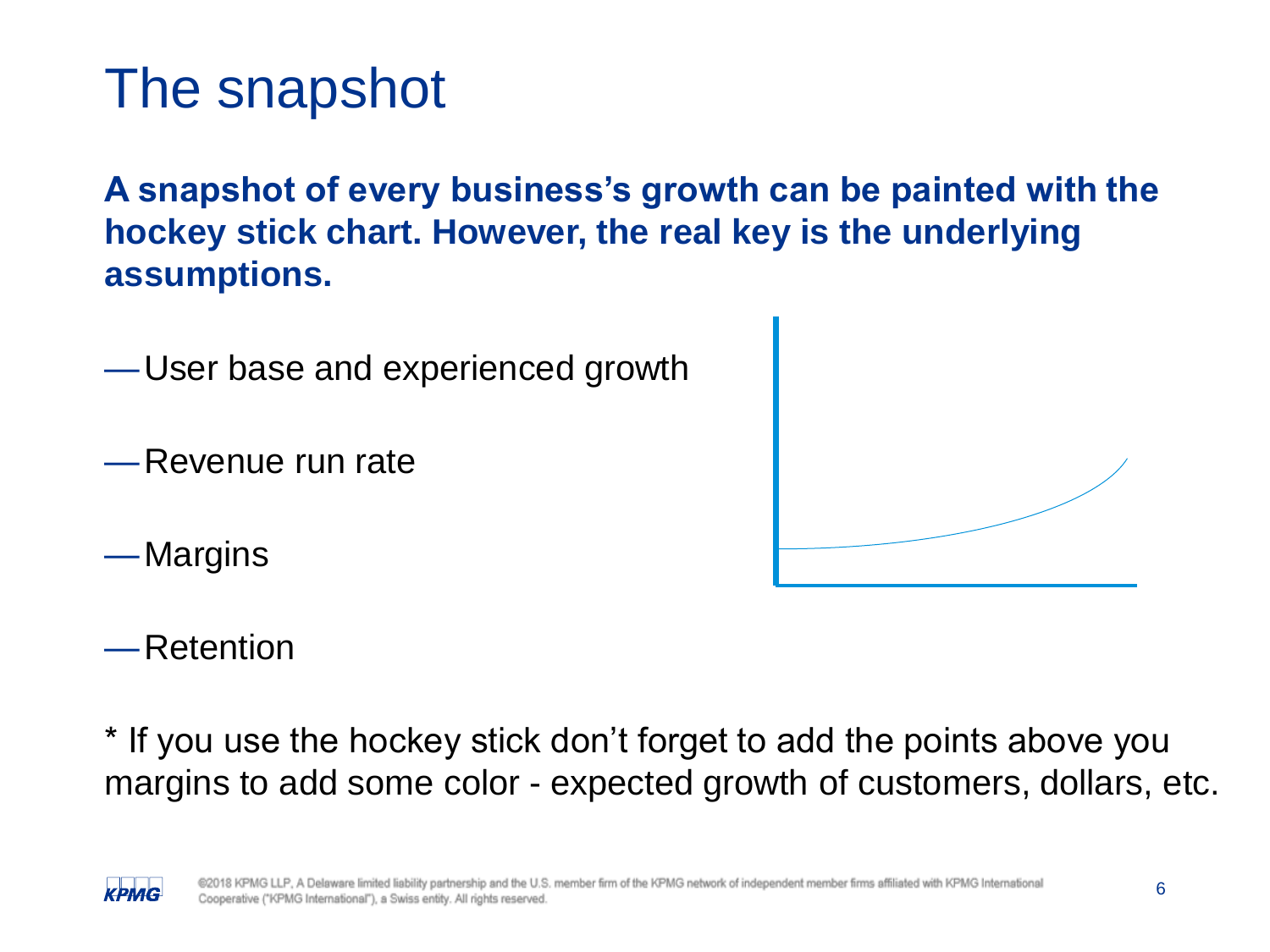# The snapshot

**A snapshot of every business's growth can be painted with the hockey stick chart. However, the real key is the underlying assumptions.**

— User base and experienced growth

— Revenue run rate

— Margins

— Retention

* If you use the hockey stick don't forget to add the points above you margins to add some color - expected growth of customers, dollars, etc.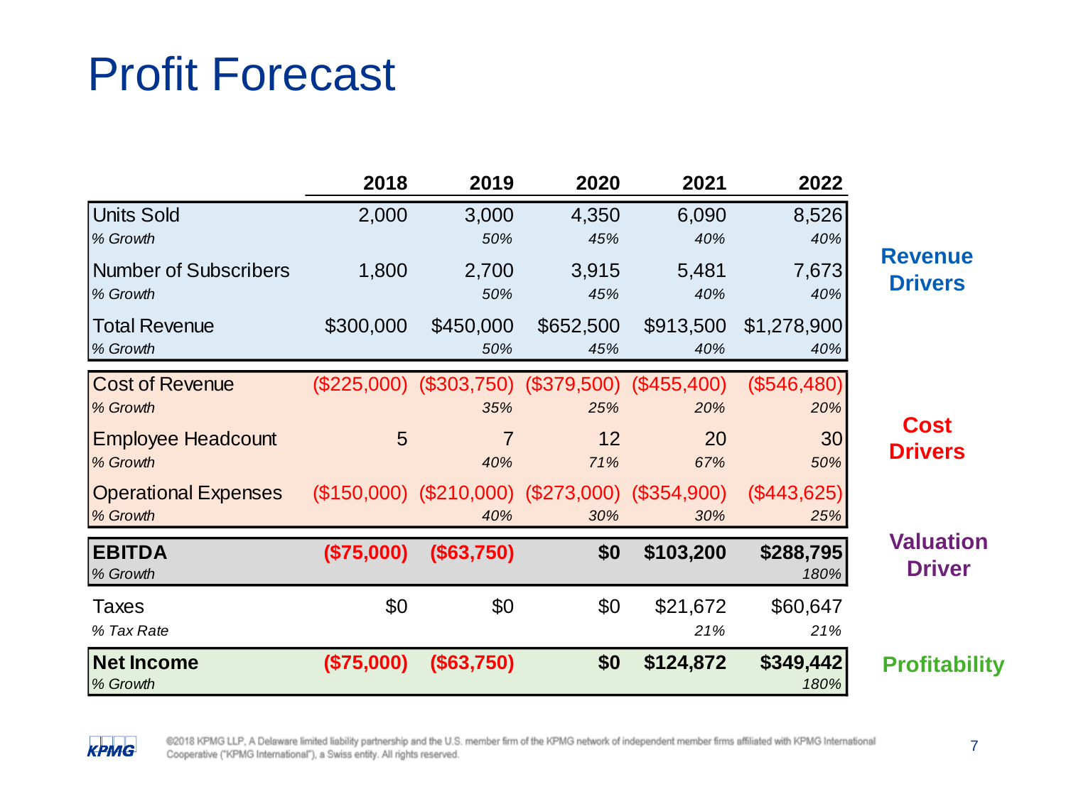# Profit Forecast

| | 2018 | 2019 | 2020 | 2021 | 2022 | |
|---|---|---|---|---|---|---|
| Units Sold | 2,000 | 3,000 | 4,350 | 6,090 | 8,526 | **Revenue Drivers** |
| *% Growth* | | *50%* | *45%* | *40%* | *40%* | |
| Number of Subscribers | 1,800 | 2,700 | 3,915 | 5,481 | 7,673 | |
| *% Growth* | | *50%* | *45%* | *40%* | *40%* | |
| Total Revenue | $300,000 | $450,000 | $652,500 | $913,500 | $1,278,900 | |
| *% Growth* | | *50%* | *45%* | *40%* | *40%* | |
| Cost of Revenue | ($225,000) | ($303,750) | ($379,500) | ($455,400) | ($546,480) | **Cost Drivers** |
| *% Growth* | | *35%* | *25%* | *20%* | *20%* | |
| Employee Headcount | 5 | 7 | 12 | 20 | 30 | |
| *% Growth* | | *40%* | *71%* | *67%* | *50%* | |
| Operational Expenses | ($150,000) | ($210,000) | ($273,000) | ($354,900) | ($443,625) | |
| *% Growth* | | *40%* | *30%* | *30%* | *25%* | |
| **EBITDA** | **($75,000)** | **($63,750)** | **$0** | **$103,200** | **$288,795** | **Valuation Driver** |
| *% Growth* | | | | | *180%* | |
| Taxes | $0 | $0 | $0 | $21,672 | $60,647 | |
| *% Tax Rate* | | | | *21%* | *21%* | |
| **Net Income** | **($75,000)** | **($63,750)** | **$0** | **$124,872** | **$349,442** | **Profitability** |
| *% Growth* | | | | | *180%* | |

©2018 KPMG LLP, A Delaware limited liability partnership and the U.S. member firm of the KPMG network of independent member firms affiliated with KPMG International Cooperative ("KPMG International"), a Swiss entity. All rights reserved.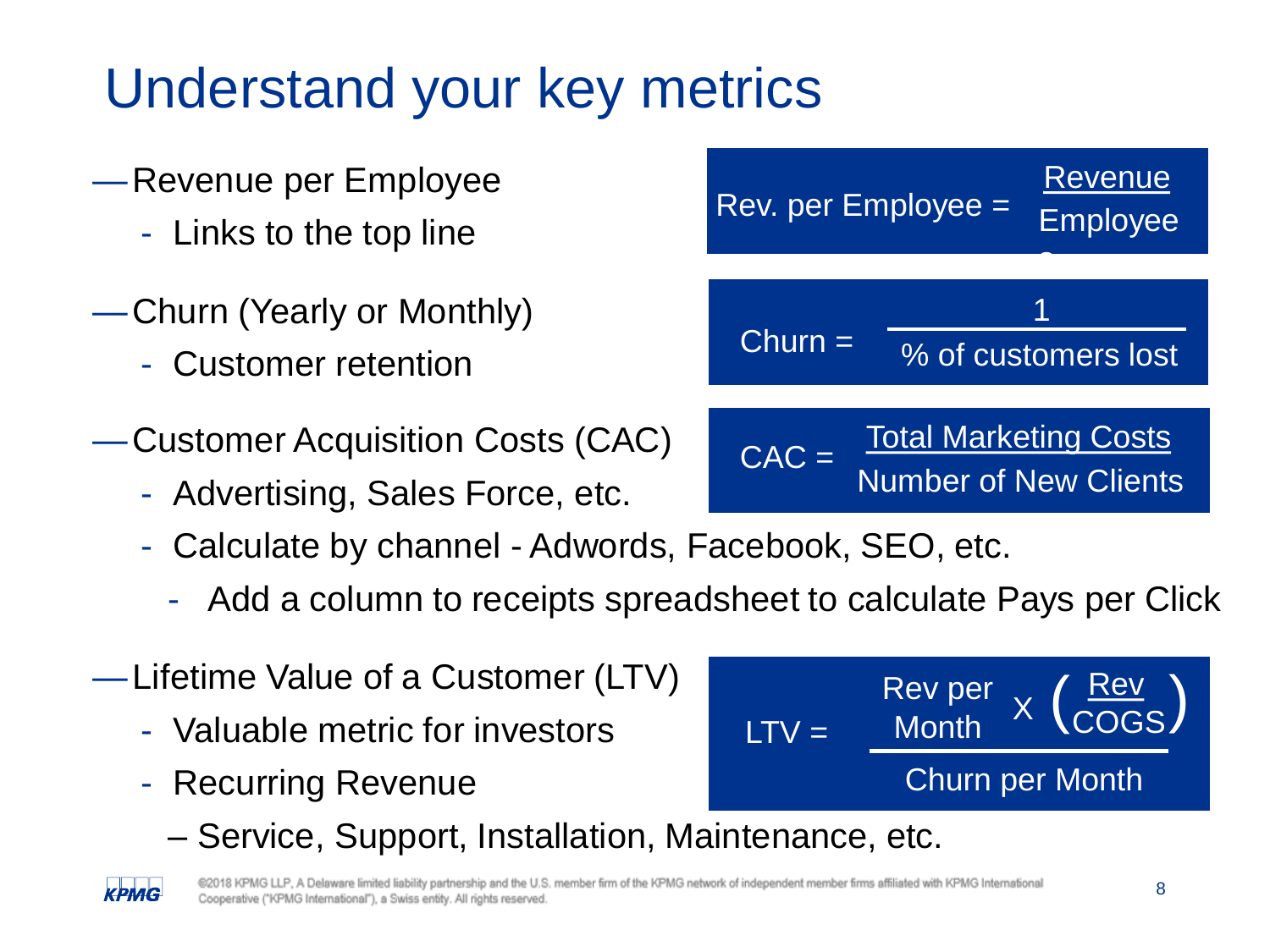# Understand your key metrics

- Revenue per Employee
  - Links to the top line

$$\text{Rev. per Employee} = \frac{\text{Revenue}}{\text{Employees}}$$

- Churn (Yearly or Monthly)
  - Customer retention

$$\text{Churn} = \frac{1}{\text{\% of customers lost}}$$

- Customer Acquisition Costs (CAC)
  - Advertising, Sales Force, etc.
  - Calculate by channel - Adwords, Facebook, SEO, etc.
    - Add a column to receipts spreadsheet to calculate Pays per Click

$$\text{CAC} = \frac{\text{Total Marketing Costs}}{\text{Number of New Clients}}$$

- Lifetime Value of a Customer (LTV)
  - Valuable metric for investors
  - Recurring Revenue
    - Service, Support, Installation, Maintenance, etc.

$$\text{LTV} = \frac{\text{Rev per Month} \times \left(\frac{\text{Rev}}{\text{COGS}}\right)}{\text{Churn per Month}}$$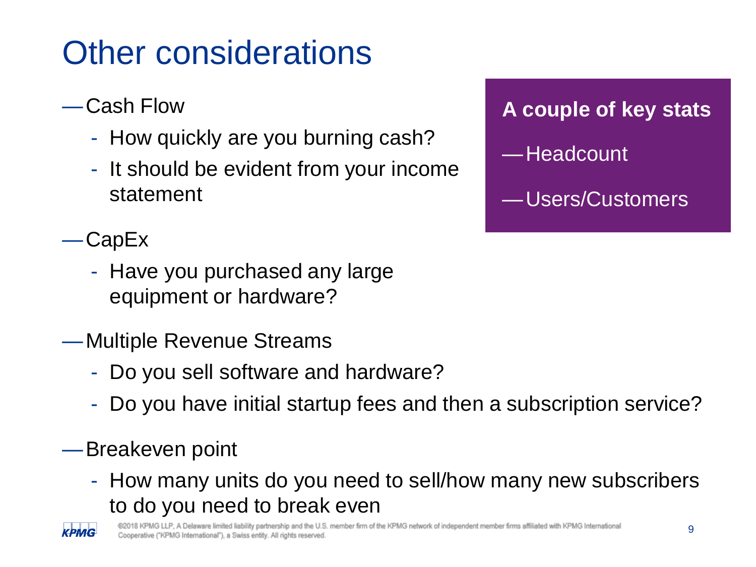# Other considerations

- Cash Flow
  - How quickly are you burning cash?
  - It should be evident from your income statement
- CapEx
  - Have you purchased any large equipment or hardware?
- Multiple Revenue Streams
  - Do you sell software and hardware?
  - Do you have initial startup fees and then a subscription service?
- Breakeven point
  - How many units do you need to sell/how many new subscribers to do you need to break even

**A couple of key stats**

- Headcount
- Users/Customers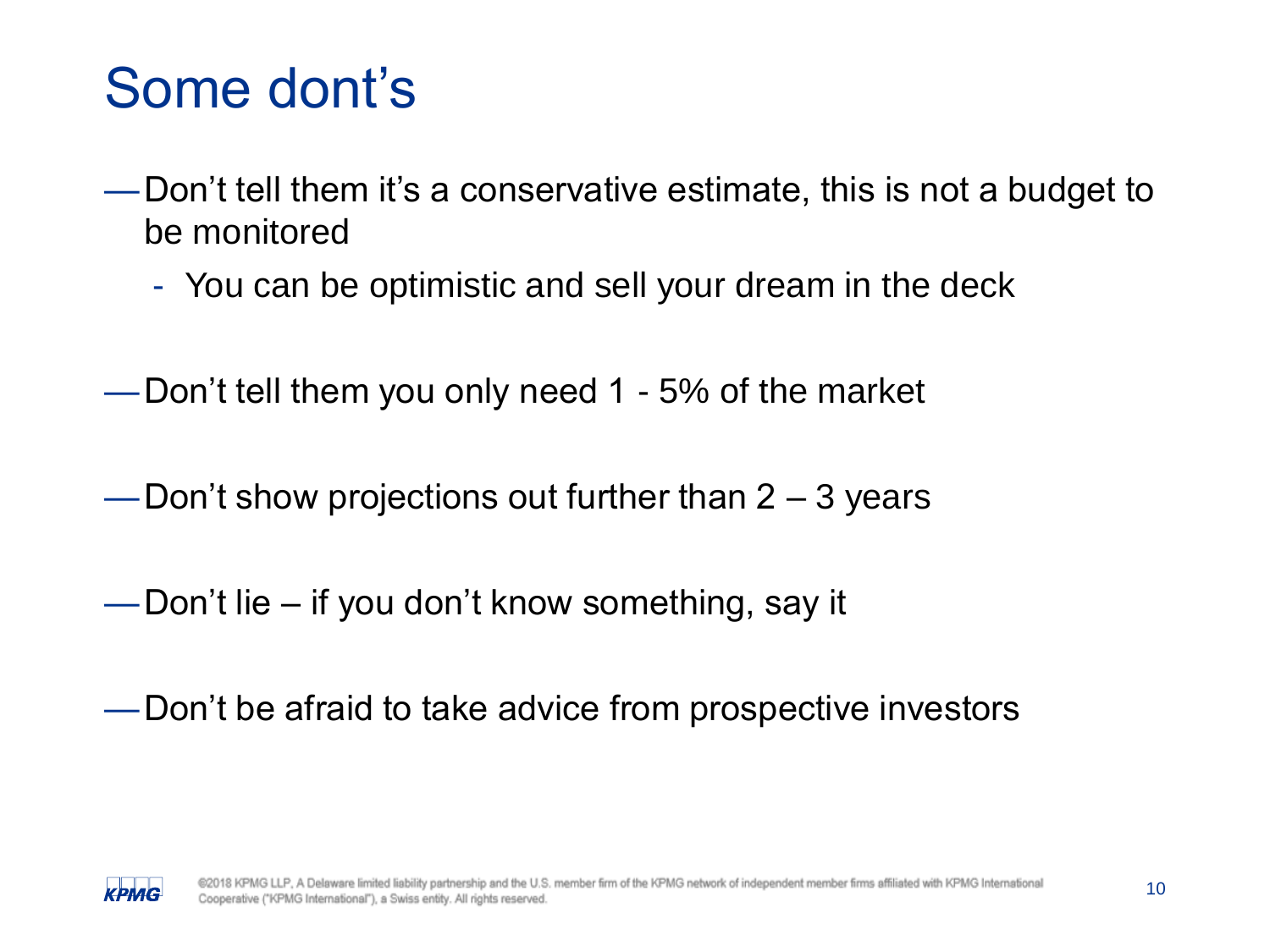# Some dont's

- Don't tell them it's a conservative estimate, this is not a budget to be monitored
  - You can be optimistic and sell your dream in the deck
- Don't tell them you only need 1 - 5% of the market
- Don't show projections out further than 2 – 3 years
- Don't lie – if you don't know something, say it
- Don't be afraid to take advice from prospective investors

©2018 KPMG LLP, A Delaware limited liability partnership and the U.S. member firm of the KPMG network of independent member firms affiliated with KPMG International Cooperative ("KPMG International"), a Swiss entity. All rights reserved.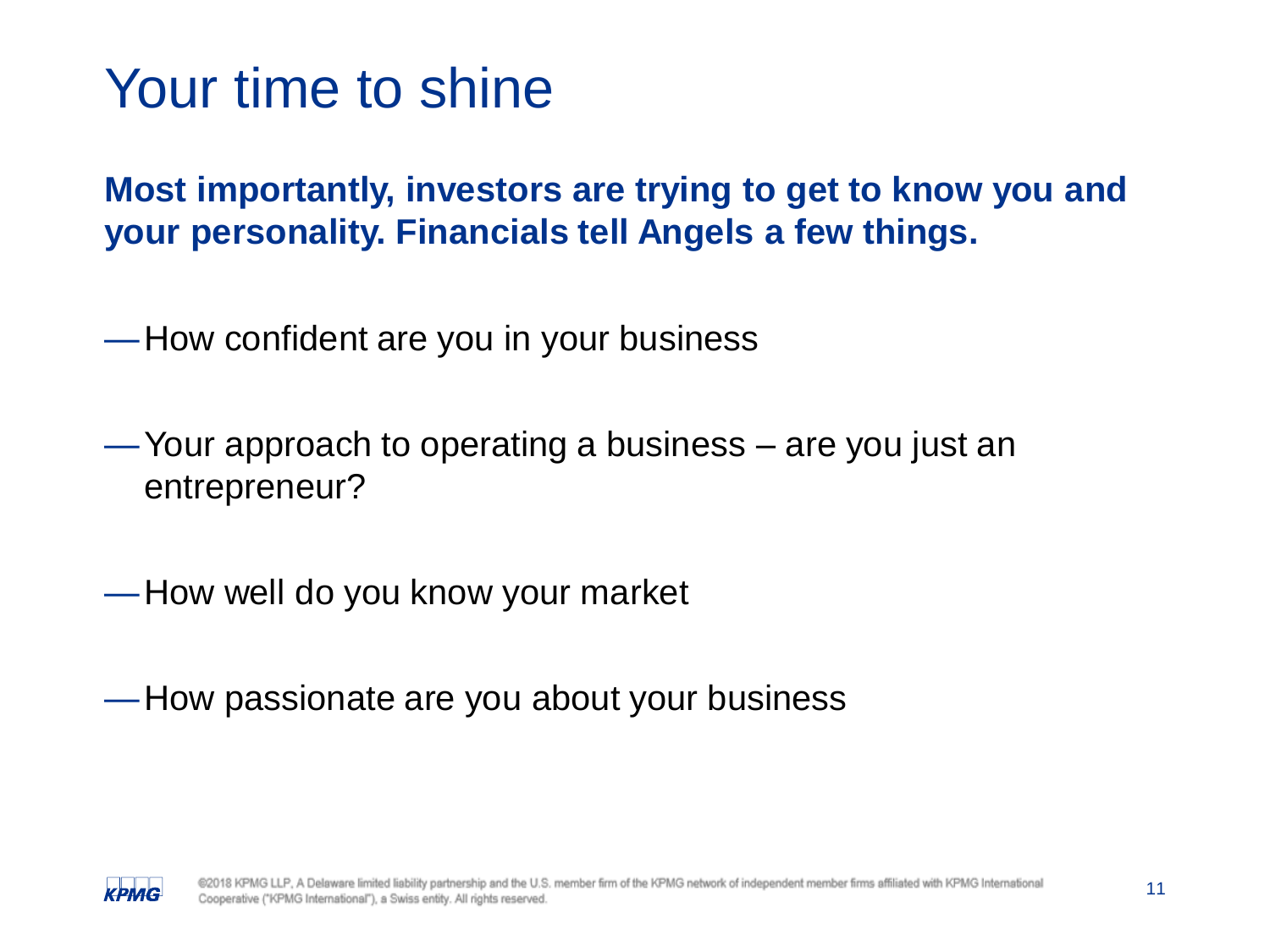# Your time to shine

**Most importantly, investors are trying to get to know you and your personality. Financials tell Angels a few things.**

- How confident are you in your business
- Your approach to operating a business – are you just an entrepreneur?
- How well do you know your market
- How passionate are you about your business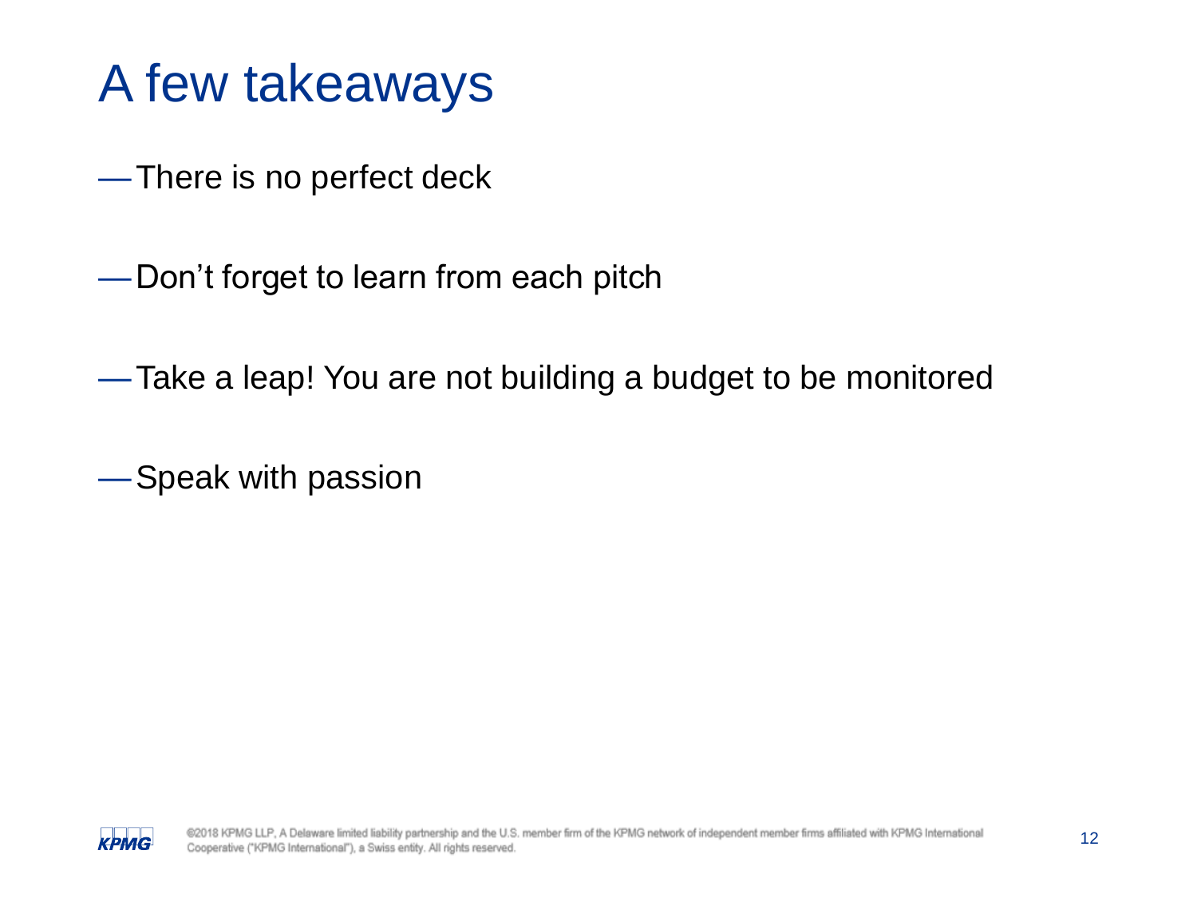# A few takeaways

- There is no perfect deck
- Don’t forget to learn from each pitch
- Take a leap! You are not building a budget to be monitored
- Speak with passion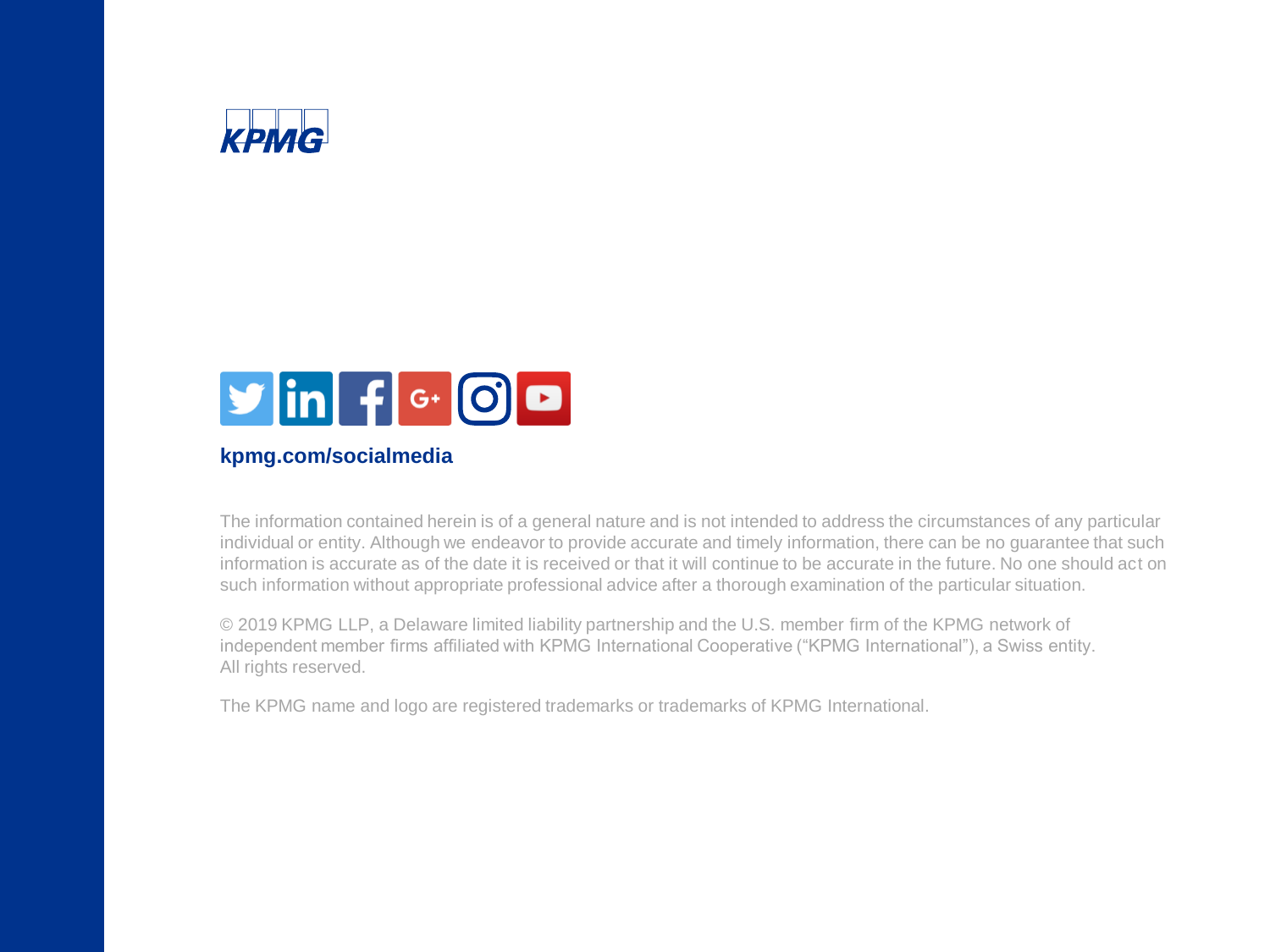KPMG

**kpmg.com/socialmedia**

The information contained herein is of a general nature and is not intended to address the circumstances of any particular individual or entity. Although we endeavor to provide accurate and timely information, there can be no guarantee that such information is accurate as of the date it is received or that it will continue to be accurate in the future. No one should act on such information without appropriate professional advice after a thorough examination of the particular situation.

© 2019 KPMG LLP, a Delaware limited liability partnership and the U.S. member firm of the KPMG network of independent member firms affiliated with KPMG International Cooperative ("KPMG International"), a Swiss entity. All rights reserved.

The KPMG name and logo are registered trademarks or trademarks of KPMG International.